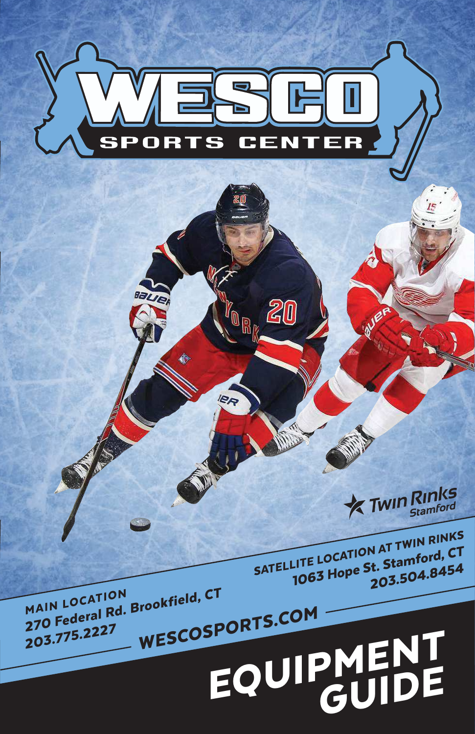# WESCO

## SPORTS CENTER

Twin Rinks Stamford

**SATELLITE LOCATION AT TWIN RINKS**
1063 Hope St. Stamford, CT
203.504.8454

**MAIN LOCATION**
270 Federal Rd. Brookfield, CT
203.775.2227

WESCOSPORTS.COM

# EQUIPMENT GUIDE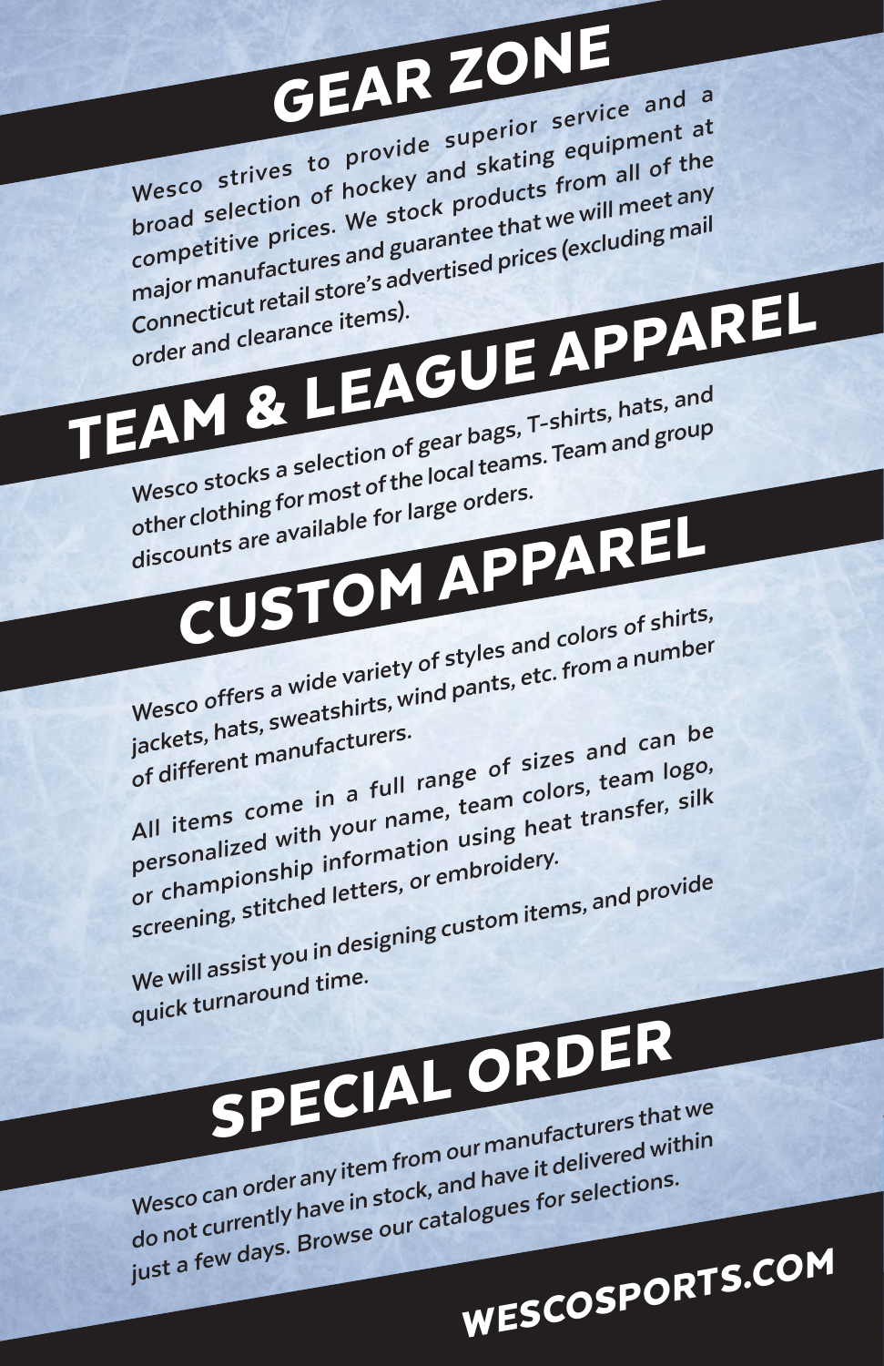# GEAR ZONE

Wesco strives to provide superior service and a broad selection of hockey and skating equipment at competitive prices. We stock products from all of the major manufactures and guarantee that we will meet any Connecticut retail store's advertised prices (excluding mail order and clearance items).

# TEAM & LEAGUE APPAREL

Wesco stocks a selection of gear bags, T-shirts, hats, and other clothing for most of the local teams. Team and group discounts are available for large orders.

# CUSTOM APPAREL

Wesco offers a wide variety of styles and colors of shirts, jackets, hats, sweatshirts, wind pants, etc. from a number of different manufacturers.

All items come in a full range of sizes and can be personalized with your name, team colors, team logo, or championship information using heat transfer, silk screening, stitched letters, or embroidery.

We will assist you in designing custom items, and provide quick turnaround time.

# SPECIAL ORDER

Wesco can order any item from our manufacturers that we do not currently have in stock, and have it delivered within just a few days. Browse our catalogues for selections.

WESCOSPORTS.COM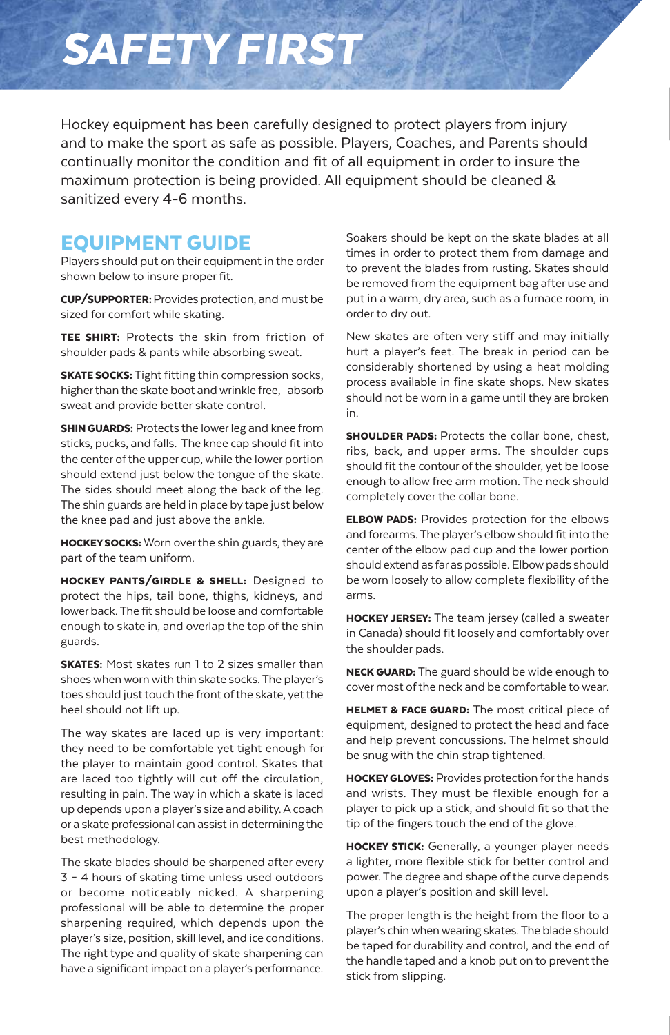# SAFETY FIRST

Hockey equipment has been carefully designed to protect players from injury and to make the sport as safe as possible. Players, Coaches, and Parents should continually monitor the condition and fit of all equipment in order to insure the maximum protection is being provided. All equipment should be cleaned & sanitized every 4-6 months.

## EQUIPMENT GUIDE

Players should put on their equipment in the order shown below to insure proper fit.

**CUP/SUPPORTER:** Provides protection, and must be sized for comfort while skating.

**TEE SHIRT:** Protects the skin from friction of shoulder pads & pants while absorbing sweat.

**SKATE SOCKS:** Tight fitting thin compression socks, higher than the skate boot and wrinkle free, absorb sweat and provide better skate control.

**SHIN GUARDS:** Protects the lower leg and knee from sticks, pucks, and falls. The knee cap should fit into the center of the upper cup, while the lower portion should extend just below the tongue of the skate. The sides should meet along the back of the leg. The shin guards are held in place by tape just below the knee pad and just above the ankle.

**HOCKEY SOCKS:** Worn over the shin guards, they are part of the team uniform.

**HOCKEY PANTS/GIRDLE & SHELL:** Designed to protect the hips, tail bone, thighs, kidneys, and lower back. The fit should be loose and comfortable enough to skate in, and overlap the top of the shin guards.

**SKATES:** Most skates run 1 to 2 sizes smaller than shoes when worn with thin skate socks. The player's toes should just touch the front of the skate, yet the heel should not lift up.

The way skates are laced up is very important: they need to be comfortable yet tight enough for the player to maintain good control. Skates that are laced too tightly will cut off the circulation, resulting in pain. The way in which a skate is laced up depends upon a player's size and ability. A coach or a skate professional can assist in determining the best methodology.

The skate blades should be sharpened after every 3 - 4 hours of skating time unless used outdoors or become noticeably nicked. A sharpening professional will be able to determine the proper sharpening required, which depends upon the player's size, position, skill level, and ice conditions. The right type and quality of skate sharpening can have a significant impact on a player's performance.

Soakers should be kept on the skate blades at all times in order to protect them from damage and to prevent the blades from rusting. Skates should be removed from the equipment bag after use and put in a warm, dry area, such as a furnace room, in order to dry out.

New skates are often very stiff and may initially hurt a player's feet. The break in period can be considerably shortened by using a heat molding process available in fine skate shops. New skates should not be worn in a game until they are broken in.

**SHOULDER PADS:** Protects the collar bone, chest, ribs, back, and upper arms. The shoulder cups should fit the contour of the shoulder, yet be loose enough to allow free arm motion. The neck should completely cover the collar bone.

**ELBOW PADS:** Provides protection for the elbows and forearms. The player's elbow should fit into the center of the elbow pad cup and the lower portion should extend as far as possible. Elbow pads should be worn loosely to allow complete flexibility of the arms.

**HOCKEY JERSEY:** The team jersey (called a sweater in Canada) should fit loosely and comfortably over the shoulder pads.

**NECK GUARD:** The guard should be wide enough to cover most of the neck and be comfortable to wear.

**HELMET & FACE GUARD:** The most critical piece of equipment, designed to protect the head and face and help prevent concussions. The helmet should be snug with the chin strap tightened.

**HOCKEY GLOVES:** Provides protection for the hands and wrists. They must be flexible enough for a player to pick up a stick, and should fit so that the tip of the fingers touch the end of the glove.

**HOCKEY STICK:** Generally, a younger player needs a lighter, more flexible stick for better control and power. The degree and shape of the curve depends upon a player's position and skill level.

The proper length is the height from the floor to a player's chin when wearing skates. The blade should be taped for durability and control, and the end of the handle taped and a knob put on to prevent the stick from slipping.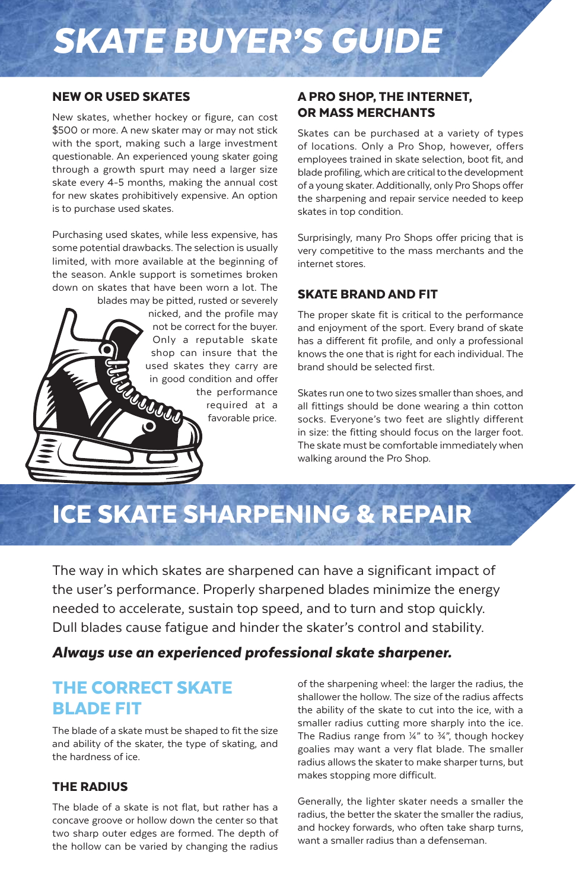# SKATE BUYER'S GUIDE

## NEW OR USED SKATES

New skates, whether hockey or figure, can cost $500 or more. A new skater may or may not stick with the sport, making such a large investment questionable. An experienced young skater going through a growth spurt may need a larger size skate every 4-5 months, making the annual cost for new skates prohibitively expensive. An option is to purchase used skates.

Purchasing used skates, while less expensive, has some potential drawbacks. The selection is usually limited, with more available at the beginning of the season. Ankle support is sometimes broken down on skates that have been worn a lot. The blades may be pitted, rusted or severely nicked, and the profile may not be correct for the buyer. Only a reputable skate shop can insure that the used skates they carry are in good condition and offer the performance required at a favorable price.

## A PRO SHOP, THE INTERNET, OR MASS MERCHANTS

Skates can be purchased at a variety of types of locations. Only a Pro Shop, however, offers employees trained in skate selection, boot fit, and blade profiling, which are critical to the development of a young skater. Additionally, only Pro Shops offer the sharpening and repair service needed to keep skates in top condition.

Surprisingly, many Pro Shops offer pricing that is very competitive to the mass merchants and the internet stores.

## SKATE BRAND AND FIT

The proper skate fit is critical to the performance and enjoyment of the sport. Every brand of skate has a different fit profile, and only a professional knows the one that is right for each individual. The brand should be selected first.

Skates run one to two sizes smaller than shoes, and all fittings should be done wearing a thin cotton socks. Everyone's two feet are slightly different in size: the fitting should focus on the larger foot. The skate must be comfortable immediately when walking around the Pro Shop.

# ICE SKATE SHARPENING & REPAIR

The way in which skates are sharpened can have a significant impact of the user's performance. Properly sharpened blades minimize the energy needed to accelerate, sustain top speed, and to turn and stop quickly. Dull blades cause fatigue and hinder the skater's control and stability.

***Always use an experienced professional skate sharpener.***

## THE CORRECT SKATE BLADE FIT

The blade of a skate must be shaped to fit the size and ability of the skater, the type of skating, and the hardness of ice.

### THE RADIUS

The blade of a skate is not flat, but rather has a concave groove or hollow down the center so that two sharp outer edges are formed. The depth of the hollow can be varied by changing the radius of the sharpening wheel: the larger the radius, the shallower the hollow. The size of the radius affects the ability of the skate to cut into the ice, with a smaller radius cutting more sharply into the ice. The Radius range from ¼" to ¾", though hockey goalies may want a very flat blade. The smaller radius allows the skater to make sharper turns, but makes stopping more difficult.

Generally, the lighter skater needs a smaller the radius, the better the skater the smaller the radius, and hockey forwards, who often take sharp turns, want a smaller radius than a defenseman.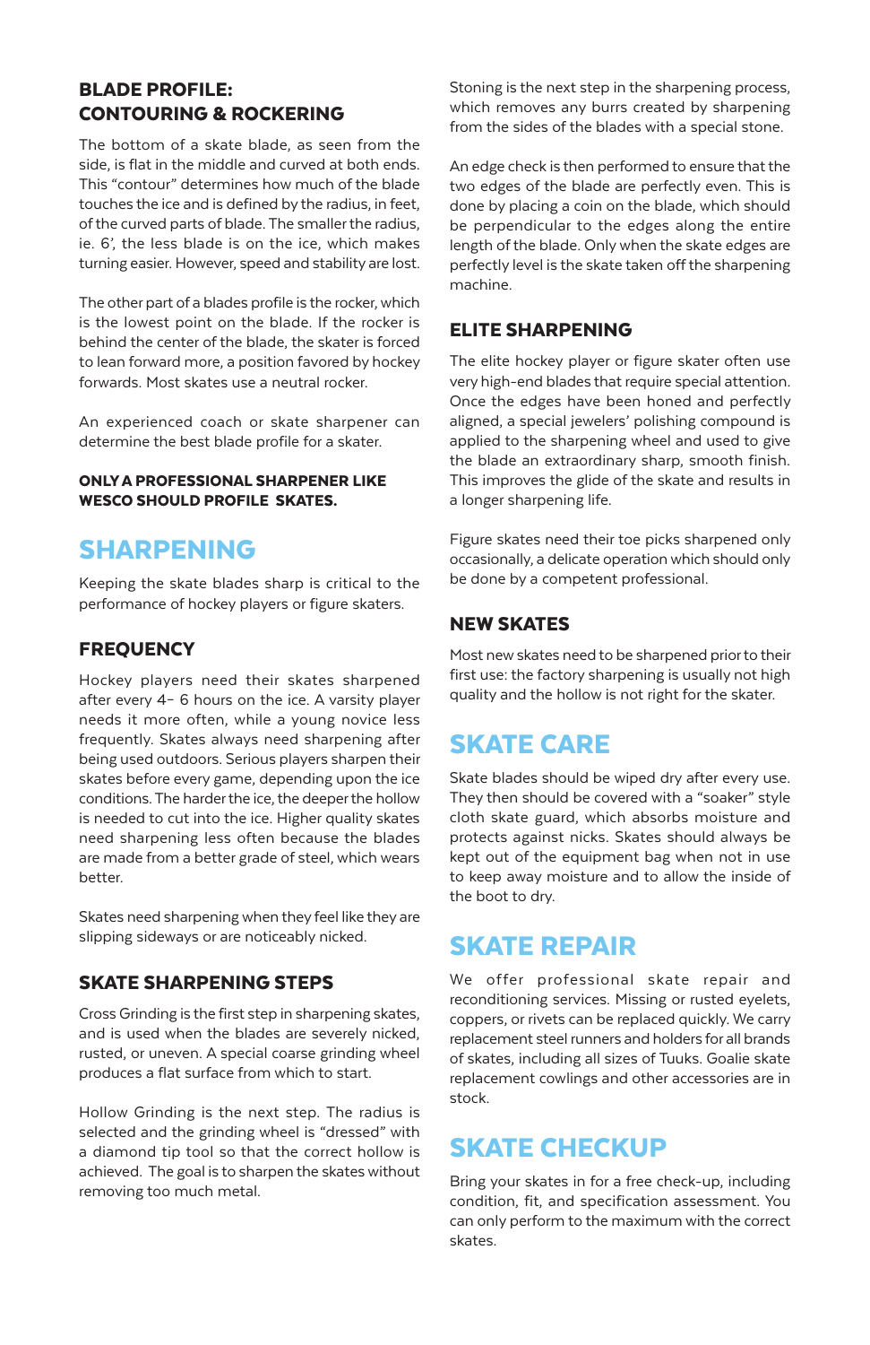## BLADE PROFILE: CONTOURING & ROCKERING

The bottom of a skate blade, as seen from the side, is flat in the middle and curved at both ends. This "contour" determines how much of the blade touches the ice and is defined by the radius, in feet, of the curved parts of blade. The smaller the radius, ie. 6', the less blade is on the ice, which makes turning easier. However, speed and stability are lost.

The other part of a blades profile is the rocker, which is the lowest point on the blade. If the rocker is behind the center of the blade, the skater is forced to lean forward more, a position favored by hockey forwards. Most skates use a neutral rocker.

An experienced coach or skate sharpener can determine the best blade profile for a skater.

**ONLY A PROFESSIONAL SHARPENER LIKE WESCO SHOULD PROFILE SKATES.**

# SHARPENING

Keeping the skate blades sharp is critical to the performance of hockey players or figure skaters.

## FREQUENCY

Hockey players need their skates sharpened after every 4- 6 hours on the ice. A varsity player needs it more often, while a young novice less frequently. Skates always need sharpening after being used outdoors. Serious players sharpen their skates before every game, depending upon the ice conditions. The harder the ice, the deeper the hollow is needed to cut into the ice. Higher quality skates need sharpening less often because the blades are made from a better grade of steel, which wears better.

Skates need sharpening when they feel like they are slipping sideways or are noticeably nicked.

## SKATE SHARPENING STEPS

Cross Grinding is the first step in sharpening skates, and is used when the blades are severely nicked, rusted, or uneven. A special coarse grinding wheel produces a flat surface from which to start.

Hollow Grinding is the next step. The radius is selected and the grinding wheel is "dressed" with a diamond tip tool so that the correct hollow is achieved. The goal is to sharpen the skates without removing too much metal.

Stoning is the next step in the sharpening process, which removes any burrs created by sharpening from the sides of the blades with a special stone.

An edge check is then performed to ensure that the two edges of the blade are perfectly even. This is done by placing a coin on the blade, which should be perpendicular to the edges along the entire length of the blade. Only when the skate edges are perfectly level is the skate taken off the sharpening machine.

## ELITE SHARPENING

The elite hockey player or figure skater often use very high-end blades that require special attention. Once the edges have been honed and perfectly aligned, a special jewelers' polishing compound is applied to the sharpening wheel and used to give the blade an extraordinary sharp, smooth finish. This improves the glide of the skate and results in a longer sharpening life.

Figure skates need their toe picks sharpened only occasionally, a delicate operation which should only be done by a competent professional.

## NEW SKATES

Most new skates need to be sharpened prior to their first use: the factory sharpening is usually not high quality and the hollow is not right for the skater.

# SKATE CARE

Skate blades should be wiped dry after every use. They then should be covered with a "soaker" style cloth skate guard, which absorbs moisture and protects against nicks. Skates should always be kept out of the equipment bag when not in use to keep away moisture and to allow the inside of the boot to dry.

# SKATE REPAIR

We offer professional skate repair and reconditioning services. Missing or rusted eyelets, coppers, or rivets can be replaced quickly. We carry replacement steel runners and holders for all brands of skates, including all sizes of Tuuks. Goalie skate replacement cowlings and other accessories are in stock.

# SKATE CHECKUP

Bring your skates in for a free check-up, including condition, fit, and specification assessment. You can only perform to the maximum with the correct skates.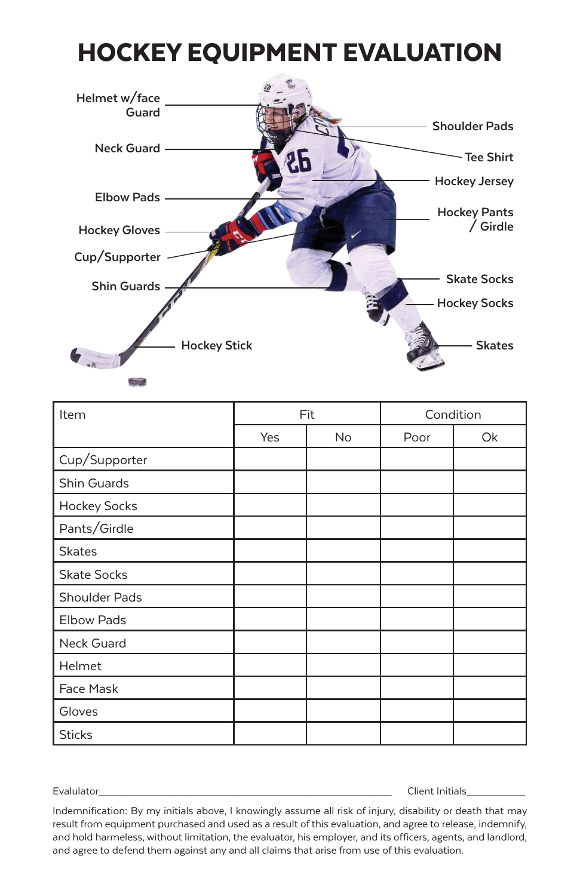# HOCKEY EQUIPMENT EVALUATION

Helmet w/face Guard

Neck Guard

Elbow Pads

Hockey Gloves

Cup/Supporter

Shin Guards

Hockey Stick

Shoulder Pads

Tee Shirt

Hockey Jersey

Hockey Pants / Girdle

Skate Socks

Hockey Socks

Skates

| Item | Fit | | Condition | |
|---|---|---|---|---|
| | Yes | No | Poor | Ok |
| Cup/Supporter | | | | |
| Shin Guards | | | | |
| Hockey Socks | | | | |
| Pants/Girdle | | | | |
| Skates | | | | |
| Skate Socks | | | | |
| Shoulder Pads | | | | |
| Elbow Pads | | | | |
| Neck Guard | | | | |
| Helmet | | | | |
| Face Mask | | | | |
| Gloves | | | | |
| Sticks | | | | |

Evalulator\_\_\_\_\_\_\_\_\_\_\_\_\_\_\_\_\_\_\_\_\_\_\_\_\_\_\_\_\_\_\_\_\_\_\_\_\_\_\_\_ Client Initials\_\_\_\_\_\_\_\_\_\_

Indemnification: By my initials above, I knowingly assume all risk of injury, disability or death that may result from equipment purchased and used as a result of this evaluation, and agree to release, indemnify, and hold harmeless, without limitation, the evaluator, his employer, and its officers, agents, and landlord, and agree to defend them against any and all claims that arise from use of this evaluation.